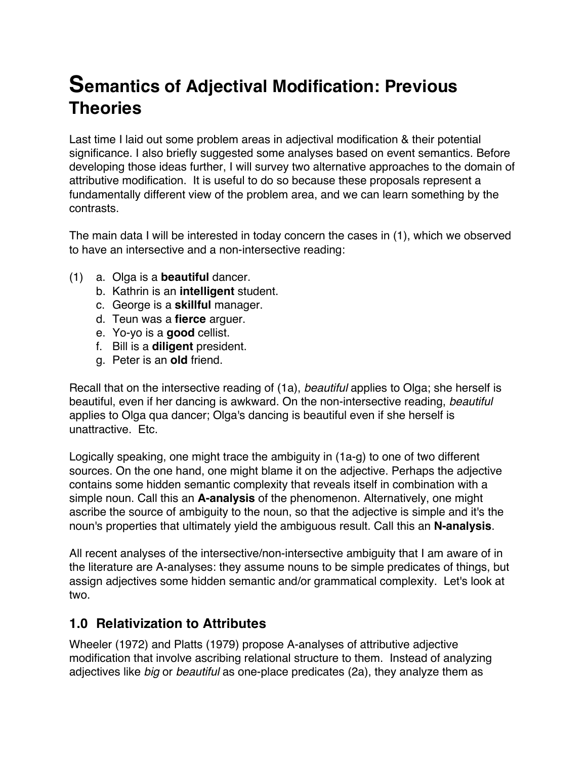# Semantics of Adjectival Modification: Previous Theories

Last time I laid out some problem areas in adjectival modification & their potential significance. I also briefly suggested some analyses based on event semantics. Before developing those ideas further, I will survey two alternative approaches to the domain of attributive modification. It is useful to do so because these proposals represent a fundamentally different view of the problem area, and we can learn something by the contrasts.

The main data I will be interested in today concern the cases in (1), which we observed to have an intersective and a non-intersective reading:

(1) a. Olga is a **beautiful** dancer.
    b. Kathrin is an **intelligent** student.
    c. George is a **skillful** manager.
    d. Teun was a **fierce** arguer.
    e. Yo-yo is a **good** cellist.
    f. Bill is a **diligent** president.
    g. Peter is an **old** friend.

Recall that on the intersective reading of (1a), *beautiful* applies to Olga; she herself is beautiful, even if her dancing is awkward. On the non-intersective reading, *beautiful* applies to Olga qua dancer; Olga's dancing is beautiful even if she herself is unattractive. Etc.

Logically speaking, one might trace the ambiguity in (1a-g) to one of two different sources. On the one hand, one might blame it on the adjective. Perhaps the adjective contains some hidden semantic complexity that reveals itself in combination with a simple noun. Call this an **A-analysis** of the phenomenon. Alternatively, one might ascribe the source of ambiguity to the noun, so that the adjective is simple and it's the noun's properties that ultimately yield the ambiguous result. Call this an **N-analysis**.

All recent analyses of the intersective/non-intersective ambiguity that I am aware of in the literature are A-analyses: they assume nouns to be simple predicates of things, but assign adjectives some hidden semantic and/or grammatical complexity. Let's look at two.

## 1.0 Relativization to Attributes

Wheeler (1972) and Platts (1979) propose A-analyses of attributive adjective modification that involve ascribing relational structure to them. Instead of analyzing adjectives like *big* or *beautiful* as one-place predicates (2a), they analyze them as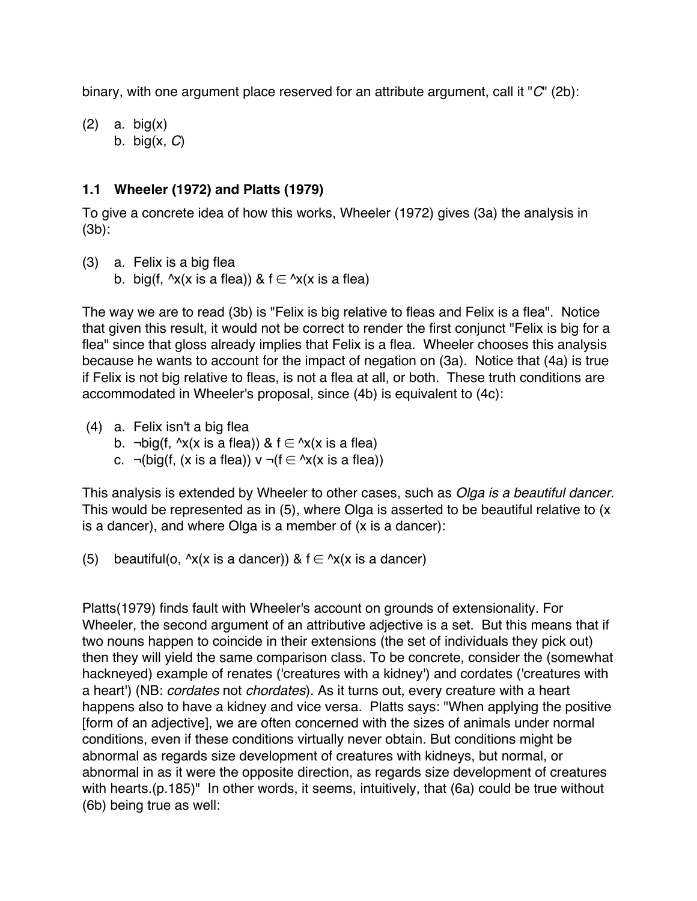binary, with one argument place reserved for an attribute argument, call it "*C*" (2b):

(2) a. big(x)
 b. big(x, *C*)

### 1.1 Wheeler (1972) and Platts (1979)

To give a concrete idea of how this works, Wheeler (1972) gives (3a) the analysis in (3b):

(3) a. Felix is a big flea
 b. big(f, ^x(x is a flea)) & f $\in$ ^x(x is a flea)

The way we are to read (3b) is "Felix is big relative to fleas and Felix is a flea". Notice that given this result, it would not be correct to render the first conjunct "Felix is big for a flea" since that gloss already implies that Felix is a flea. Wheeler chooses this analysis because he wants to account for the impact of negation on (3a). Notice that (4a) is true if Felix is not big relative to fleas, is not a flea at all, or both. These truth conditions are accommodated in Wheeler's proposal, since (4b) is equivalent to (4c):

(4) a. Felix isn't a big flea
 b. $\neg$big(f, ^x(x is a flea)) & f $\in$ ^x(x is a flea)
 c. $\neg$(big(f, (x is a flea)) v $\neg$(f $\in$ ^x(x is a flea))

This analysis is extended by Wheeler to other cases, such as *Olga is a beautiful dancer*. This would be represented as in (5), where Olga is asserted to be beautiful relative to (x is a dancer), and where Olga is a member of (x is a dancer):

(5) beautiful(o, ^x(x is a dancer)) & f $\in$ ^x(x is a dancer)

Platts(1979) finds fault with Wheeler's account on grounds of extensionality. For Wheeler, the second argument of an attributive adjective is a set. But this means that if two nouns happen to coincide in their extensions (the set of individuals they pick out) then they will yield the same comparison class. To be concrete, consider the (somewhat hackneyed) example of renates ('creatures with a kidney') and cordates ('creatures with a heart') (NB: *cordates* not *chordates*). As it turns out, every creature with a heart happens also to have a kidney and vice versa. Platts says: "When applying the positive [form of an adjective], we are often concerned with the sizes of animals under normal conditions, even if these conditions virtually never obtain. But conditions might be abnormal as regards size development of creatures with kidneys, but normal, or abnormal in as it were the opposite direction, as regards size development of creatures with hearts.(p.185)" In other words, it seems, intuitively, that (6a) could be true without (6b) being true as well: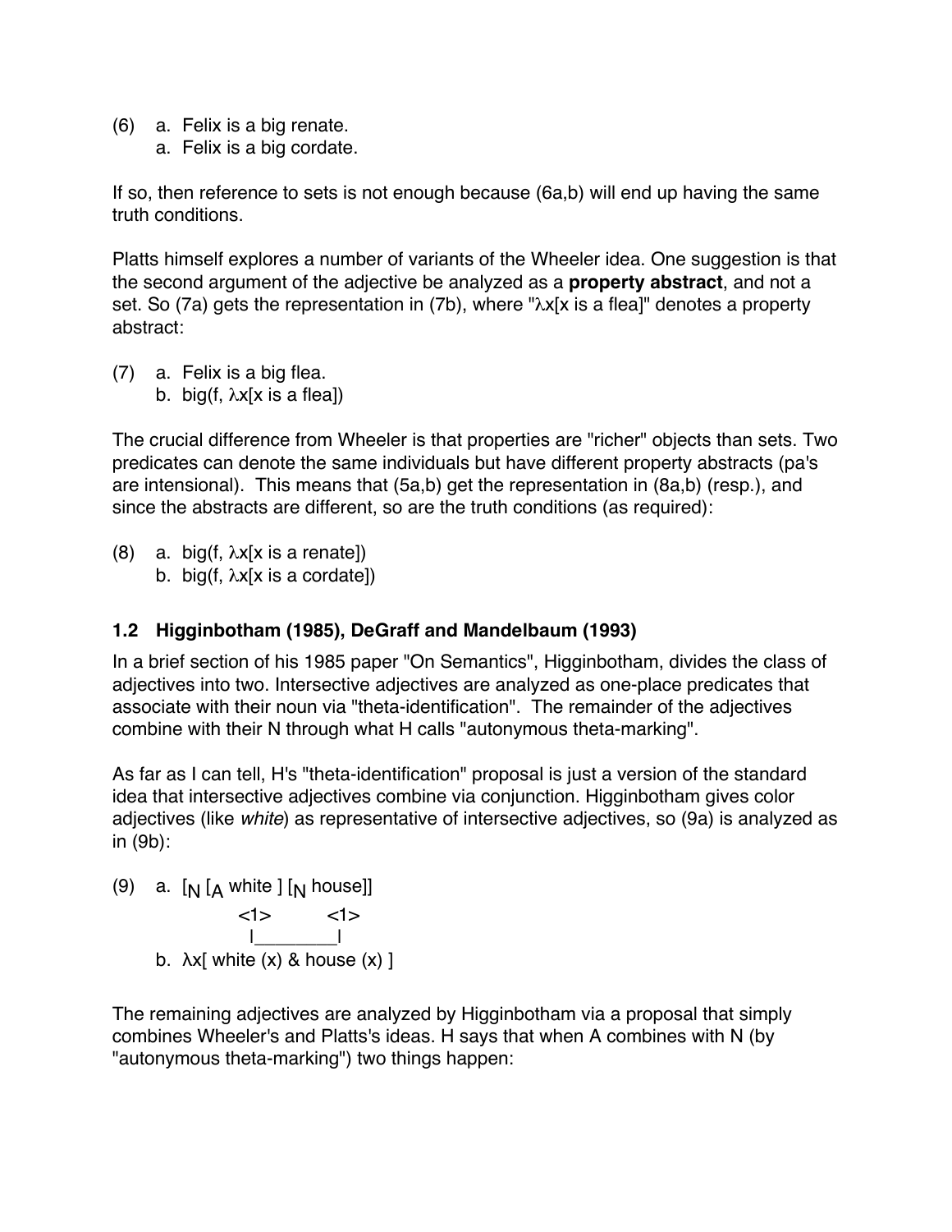(6) a. Felix is a big renate.
    a. Felix is a big cordate.

If so, then reference to sets is not enough because (6a,b) will end up having the same truth conditions.

Platts himself explores a number of variants of the Wheeler idea. One suggestion is that the second argument of the adjective be analyzed as a **property abstract**, and not a set. So (7a) gets the representation in (7b), where "λx[x is a flea]" denotes a property abstract:

(7) a. Felix is a big flea.
    b. big(f, λx[x is a flea])

The crucial difference from Wheeler is that properties are "richer" objects than sets. Two predicates can denote the same individuals but have different property abstracts (pa's are intensional). This means that (5a,b) get the representation in (8a,b) (resp.), and since the abstracts are different, so are the truth conditions (as required):

(8) a. big(f, λx[x is a renate])
    b. big(f, λx[x is a cordate])

### 1.2 Higginbotham (1985), DeGraff and Mandelbaum (1993)

In a brief section of his 1985 paper "On Semantics", Higginbotham, divides the class of adjectives into two. Intersective adjectives are analyzed as one-place predicates that associate with their noun via "theta-identification". The remainder of the adjectives combine with their N through what H calls "autonymous theta-marking".

As far as I can tell, H's "theta-identification" proposal is just a version of the standard idea that intersective adjectives combine via conjunction. Higginbotham gives color adjectives (like *white*) as representative of intersective adjectives, so (9a) is analyzed as in (9b):

(9) a. $[_N [_A \text{ white }] [_N \text{ house}]]$
```
             <1>        <1>
              |_________|
```
    b. λx[ white (x) & house (x) ]

The remaining adjectives are analyzed by Higginbotham via a proposal that simply combines Wheeler's and Platts's ideas. H says that when A combines with N (by "autonymous theta-marking") two things happen: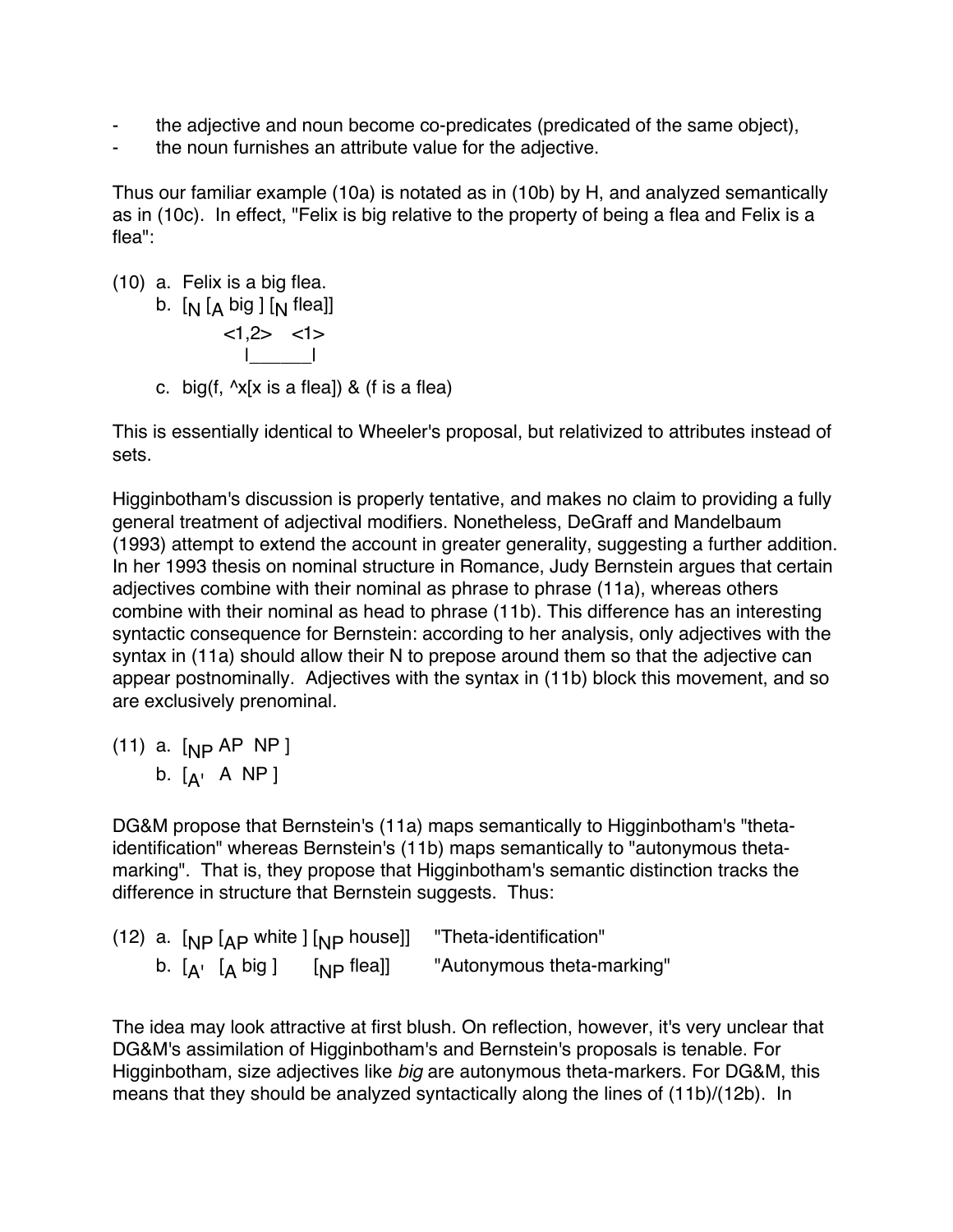- the adjective and noun become co-predicates (predicated of the same object),
- the noun furnishes an attribute value for the adjective.

Thus our familiar example (10a) is notated as in (10b) by H, and analyzed semantically as in (10c). In effect, "Felix is big relative to the property of being a flea and Felix is a flea":

(10) a. Felix is a big flea.

b. $[_N [_A \text{ big} ] [_N \text{ flea}]]$

```
        <1,2>   <1>
          |______|
```

c. big(f, ^x[x is a flea]) & (f is a flea)

This is essentially identical to Wheeler's proposal, but relativized to attributes instead of sets.

Higginbotham's discussion is properly tentative, and makes no claim to providing a fully general treatment of adjectival modifiers. Nonetheless, DeGraff and Mandelbaum (1993) attempt to extend the account in greater generality, suggesting a further addition. In her 1993 thesis on nominal structure in Romance, Judy Bernstein argues that certain adjectives combine with their nominal as phrase to phrase (11a), whereas others combine with their nominal as head to phrase (11b). This difference has an interesting syntactic consequence for Bernstein: according to her analysis, only adjectives with the syntax in (11a) should allow their N to prepose around them so that the adjective can appear postnominally. Adjectives with the syntax in (11b) block this movement, and so are exclusively prenominal.

(11) a. $[_{NP} \text{ AP NP} ]$

b. $[_{A'} \text{ A NP} ]$

DG&M propose that Bernstein's (11a) maps semantically to Higginbotham's "theta-identification" whereas Bernstein's (11b) maps semantically to "autonymous theta-marking". That is, they propose that Higginbotham's semantic distinction tracks the difference in structure that Bernstein suggests. Thus:

(12) a. $[_{NP} [_{AP} \text{ white} ] [_{NP} \text{ house}]]$ "Theta-identification"

b. $[_{A'} [_A \text{ big} ] [_{NP} \text{ flea}]]$ "Autonymous theta-marking"

The idea may look attractive at first blush. On reflection, however, it's very unclear that DG&M's assimilation of Higginbotham's and Bernstein's proposals is tenable. For Higginbotham, size adjectives like *big* are autonymous theta-markers. For DG&M, this means that they should be analyzed syntactically along the lines of (11b)/(12b). In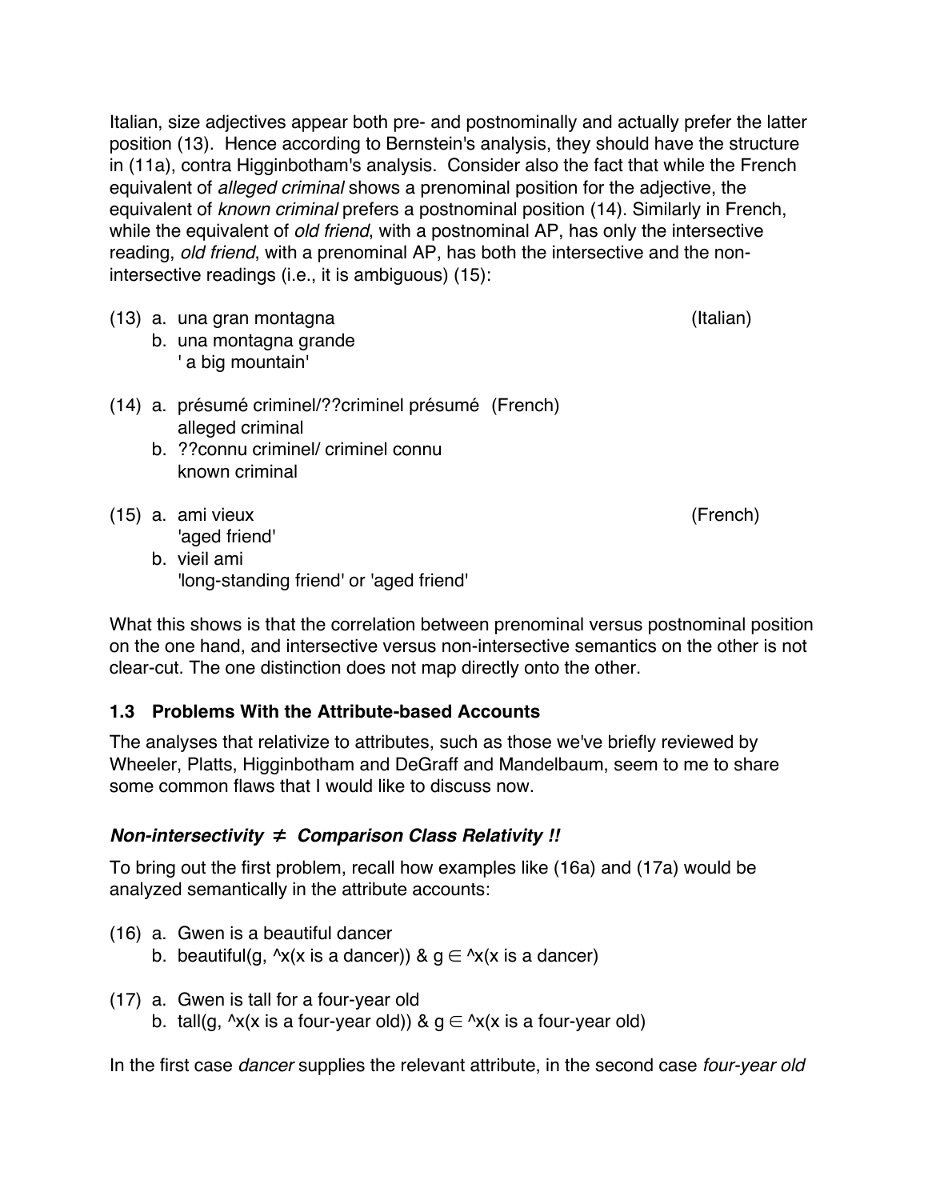Italian, size adjectives appear both pre- and postnominally and actually prefer the latter position (13). Hence according to Bernstein's analysis, they should have the structure in (11a), contra Higginbotham's analysis. Consider also the fact that while the French equivalent of *alleged criminal* shows a prenominal position for the adjective, the equivalent of *known criminal* prefers a postnominal position (14). Similarly in French, while the equivalent of *old friend*, with a postnominal AP, has only the intersective reading, *old friend*, with a prenominal AP, has both the intersective and the non-intersective readings (i.e., it is ambiguous) (15):

(13) a. una gran montagna (Italian)
b. una montagna grande
' a big mountain'

(14) a. présumé criminel/??criminel présumé (French)
alleged criminal
b. ??connu criminel/ criminel connu
known criminal

(15) a. ami vieux (French)
'aged friend'
b. vieil ami
'long-standing friend' or 'aged friend'

What this shows is that the correlation between prenominal versus postnominal position on the one hand, and intersective versus non-intersective semantics on the other is not clear-cut. The one distinction does not map directly onto the other.

### 1.3 Problems With the Attribute-based Accounts

The analyses that relativize to attributes, such as those we've briefly reviewed by Wheeler, Platts, Higginbotham and DeGraff and Mandelbaum, seem to me to share some common flaws that I would like to discuss now.

***Non-intersectivity ≠ Comparison Class Relativity !!***

To bring out the first problem, recall how examples like (16a) and (17a) would be analyzed semantically in the attribute accounts:

(16) a. Gwen is a beautiful dancer
b. beautiful(g, ^x(x is a dancer)) & g $\in$ ^x(x is a dancer)

(17) a. Gwen is tall for a four-year old
b. tall(g, ^x(x is a four-year old)) & g $\in$ ^x(x is a four-year old)

In the first case *dancer* supplies the relevant attribute, in the second case *four-year old*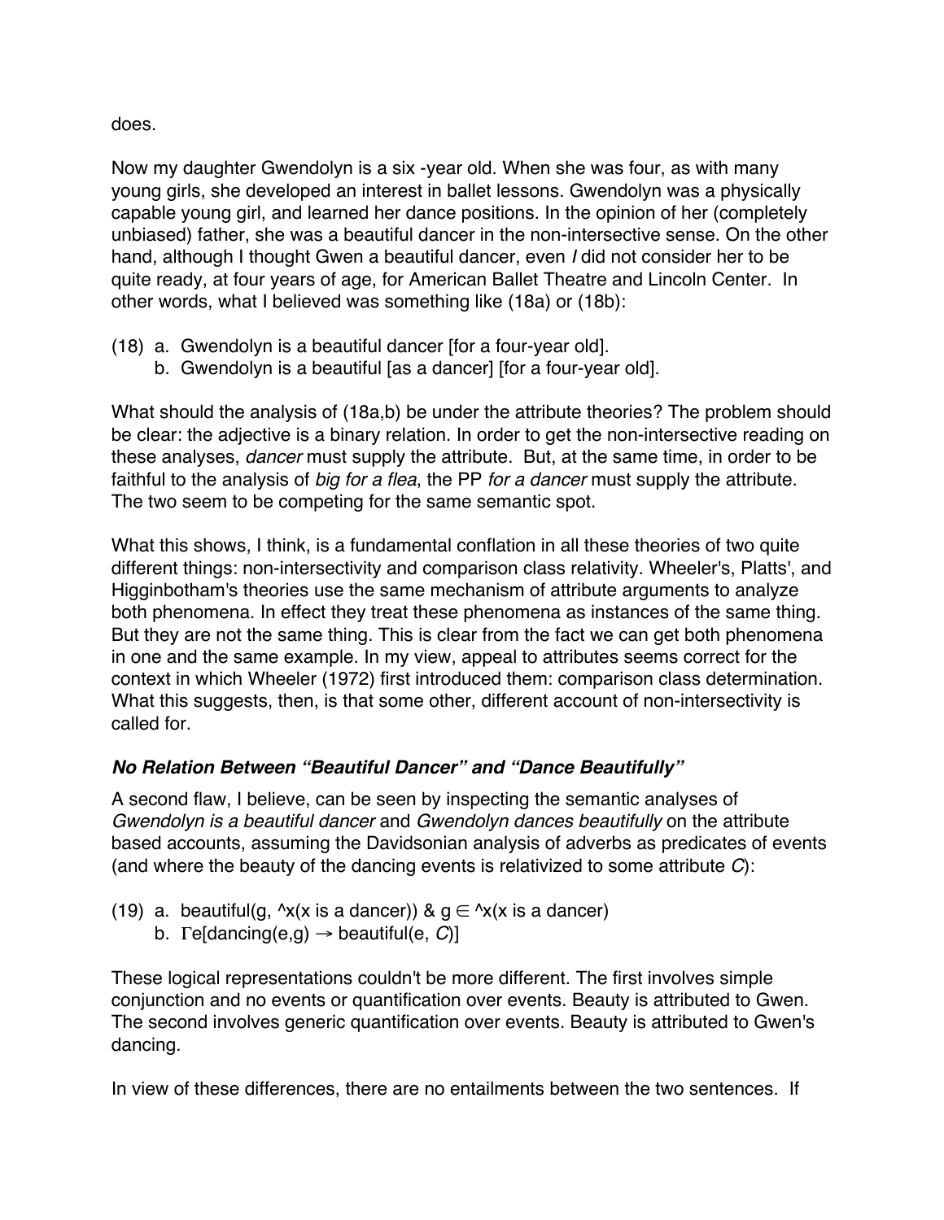does.

Now my daughter Gwendolyn is a six -year old. When she was four, as with many young girls, she developed an interest in ballet lessons. Gwendolyn was a physically capable young girl, and learned her dance positions. In the opinion of her (completely unbiased) father, she was a beautiful dancer in the non-intersective sense. On the other hand, although I thought Gwen a beautiful dancer, even *I* did not consider her to be quite ready, at four years of age, for American Ballet Theatre and Lincoln Center. In other words, what I believed was something like (18a) or (18b):

(18) a. Gwendolyn is a beautiful dancer [for a four-year old].
 b. Gwendolyn is a beautiful [as a dancer] [for a four-year old].

What should the analysis of (18a,b) be under the attribute theories? The problem should be clear: the adjective is a binary relation. In order to get the non-intersective reading on these analyses, *dancer* must supply the attribute. But, at the same time, in order to be faithful to the analysis of *big for a flea*, the PP *for a dancer* must supply the attribute. The two seem to be competing for the same semantic spot.

What this shows, I think, is a fundamental conflation in all these theories of two quite different things: non-intersectivity and comparison class relativity. Wheeler's, Platts', and Higginbotham's theories use the same mechanism of attribute arguments to analyze both phenomena. In effect they treat these phenomena as instances of the same thing. But they are not the same thing. This is clear from the fact we can get both phenomena in one and the same example. In my view, appeal to attributes seems correct for the context in which Wheeler (1972) first introduced them: comparison class determination. What this suggests, then, is that some other, different account of non-intersectivity is called for.

### *No Relation Between "Beautiful Dancer" and "Dance Beautifully"*

A second flaw, I believe, can be seen by inspecting the semantic analyses of *Gwendolyn is a beautiful dancer* and *Gwendolyn dances beautifully* on the attribute based accounts, assuming the Davidsonian analysis of adverbs as predicates of events (and where the beauty of the dancing events is relativized to some attribute *C*):

(19) a. beautiful(g, ^x(x is a dancer)) & g $\in$ ^x(x is a dancer)
 b. $\Gamma$e[dancing(e,g) $\rightarrow$ beautiful(e, *C*)]

These logical representations couldn't be more different. The first involves simple conjunction and no events or quantification over events. Beauty is attributed to Gwen. The second involves generic quantification over events. Beauty is attributed to Gwen's dancing.

In view of these differences, there are no entailments between the two sentences. If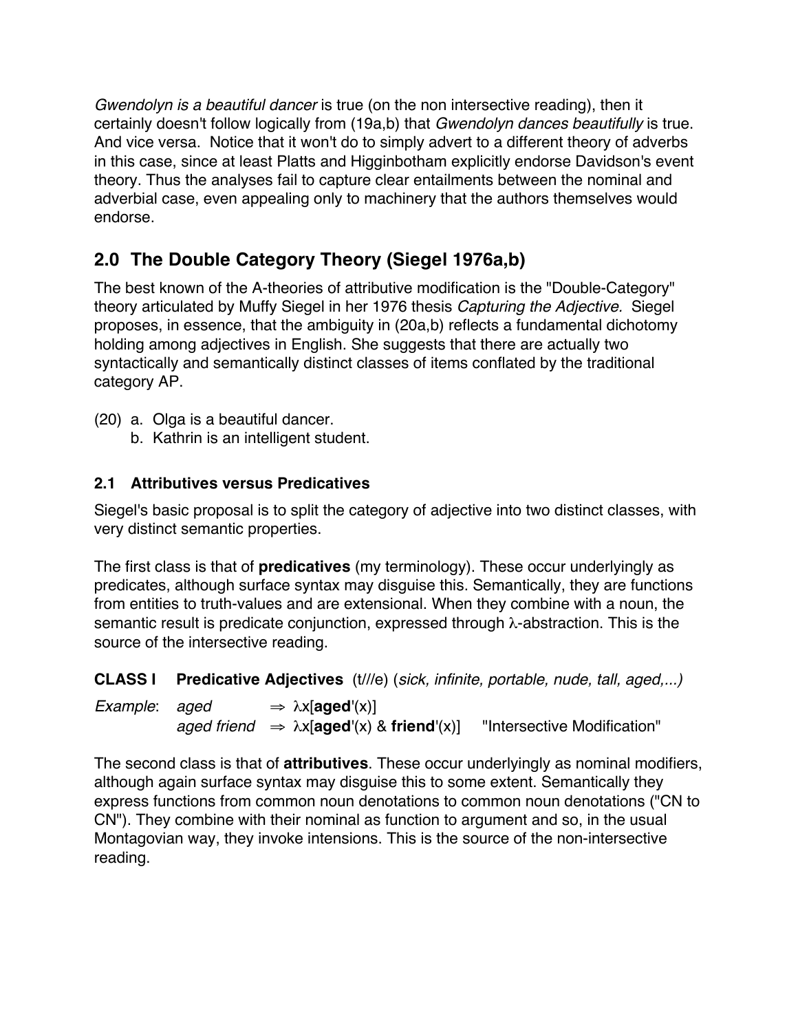*Gwendolyn is a beautiful dancer* is true (on the non intersective reading), then it certainly doesn't follow logically from (19a,b) that *Gwendolyn dances beautifully* is true. And vice versa. Notice that it won't do to simply advert to a different theory of adverbs in this case, since at least Platts and Higginbotham explicitly endorse Davidson's event theory. Thus the analyses fail to capture clear entailments between the nominal and adverbial case, even appealing only to machinery that the authors themselves would endorse.

## 2.0 The Double Category Theory (Siegel 1976a,b)

The best known of the A-theories of attributive modification is the "Double-Category" theory articulated by Muffy Siegel in her 1976 thesis *Capturing the Adjective.* Siegel proposes, in essence, that the ambiguity in (20a,b) reflects a fundamental dichotomy holding among adjectives in English. She suggests that there are actually two syntactically and semantically distinct classes of items conflated by the traditional category AP.

(20) a. Olga is a beautiful dancer.
     b. Kathrin is an intelligent student.

### 2.1 Attributives versus Predicatives

Siegel's basic proposal is to split the category of adjective into two distinct classes, with very distinct semantic properties.

The first class is that of **predicatives** (my terminology). These occur underlyingly as predicates, although surface syntax may disguise this. Semantically, they are functions from entities to truth-values and are extensional. When they combine with a noun, the semantic result is predicate conjunction, expressed through λ-abstraction. This is the source of the intersective reading.

**CLASS I  Predicative Adjectives** (t///e) (*sick, infinite, portable, nude, tall, aged,...)*

*Example*: *aged* ⇒ λx[**aged**'(x)]
*aged friend* ⇒ λx[**aged**'(x) & **friend**'(x)]   "Intersective Modification"

The second class is that of **attributives**. These occur underlyingly as nominal modifiers, although again surface syntax may disguise this to some extent. Semantically they express functions from common noun denotations to common noun denotations ("CN to CN"). They combine with their nominal as function to argument and so, in the usual Montagovian way, they invoke intensions. This is the source of the non-intersective reading.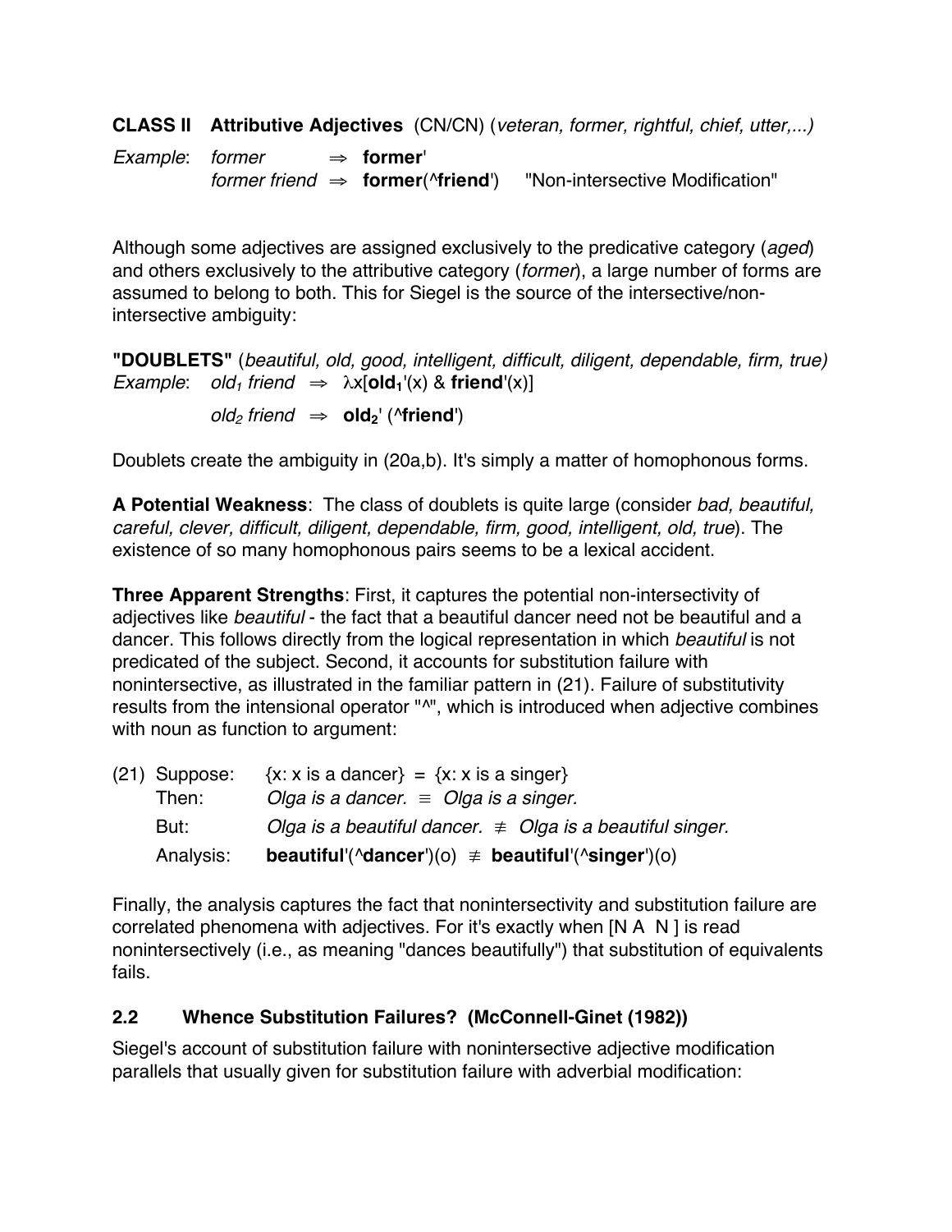**CLASS II Attributive Adjectives** (CN/CN) (*veteran, former, rightful, chief, utter,...)*

*Example*: *former* $\Rightarrow$ **former**'
*former friend* $\Rightarrow$ **former**(^**friend**') "Non-intersective Modification"

Although some adjectives are assigned exclusively to the predicative category (*aged*) and others exclusively to the attributive category (*former*), a large number of forms are assumed to belong to both. This for Siegel is the source of the intersective/non-intersective ambiguity:

**"DOUBLETS"** (*beautiful, old, good, intelligent, difficult, diligent, dependable, firm, true)*
*Example*: *$old_1$ friend* $\Rightarrow$ $\lambda$x[$\mathbf{old_1}$'(x) & **friend**'(x)]

*$old_2$ friend* $\Rightarrow$ $\mathbf{old_2}$' (^**friend**')

Doublets create the ambiguity in (20a,b). It's simply a matter of homophonous forms.

**A Potential Weakness**: The class of doublets is quite large (consider *bad, beautiful, careful, clever, difficult, diligent, dependable, firm, good, intelligent, old, true*). The existence of so many homophonous pairs seems to be a lexical accident.

**Three Apparent Strengths**: First, it captures the potential non-intersectivity of adjectives like *beautiful* - the fact that a beautiful dancer need not be beautiful and a dancer. This follows directly from the logical representation in which *beautiful* is not predicated of the subject. Second, it accounts for substitution failure with nonintersective, as illustrated in the familiar pattern in (21). Failure of substitutivity results from the intensional operator "^", which is introduced when adjective combines with noun as function to argument:

(21) Suppose: {x: x is a dancer} = {x: x is a singer}
Then: *Olga is a dancer.* $\equiv$ *Olga is a singer.*
But: *Olga is a beautiful dancer.* $\not\equiv$ *Olga is a beautiful singer.*
Analysis: **beautiful**'(^**dancer**')(o) $\not\equiv$ **beautiful**'(^**singer**')(o)

Finally, the analysis captures the fact that nonintersectivity and substitution failure are correlated phenomena with adjectives. For it's exactly when [N A N ] is read nonintersectively (i.e., as meaning "dances beautifully") that substitution of equivalents fails.

## 2.2 Whence Substitution Failures? (McConnell-Ginet (1982))

Siegel's account of substitution failure with nonintersective adjective modification parallels that usually given for substitution failure with adverbial modification: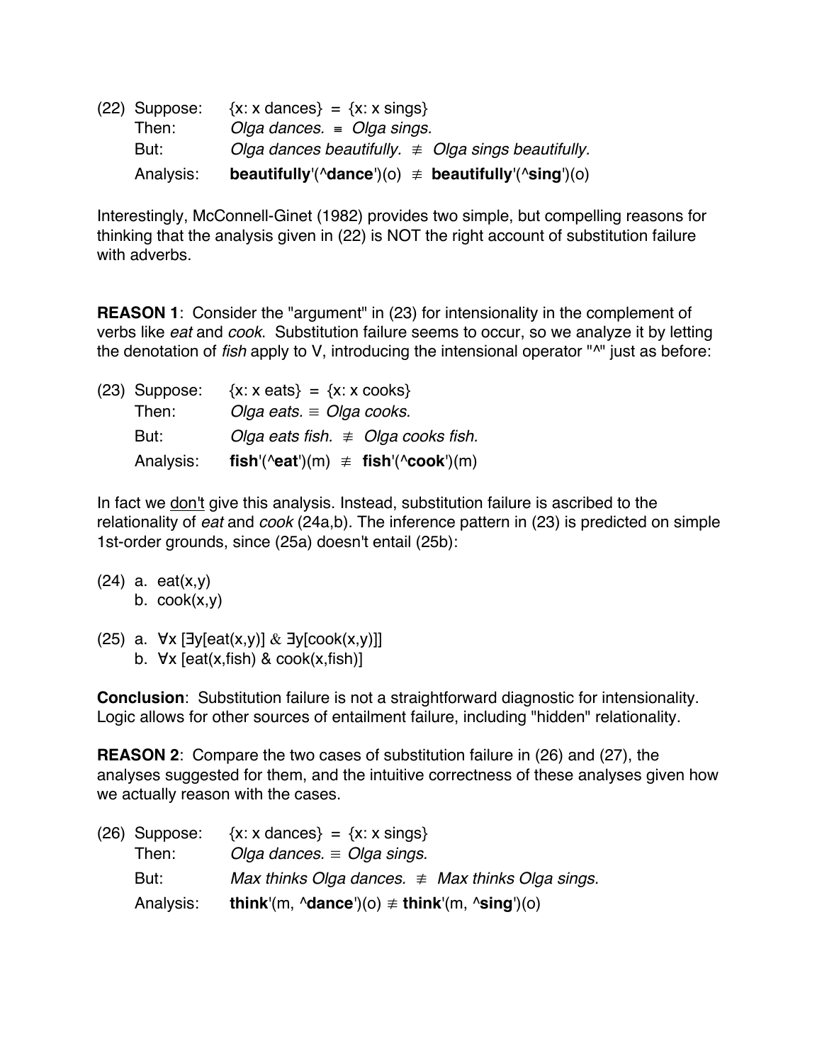(22) Suppose: {x: x dances} = {x: x sings}
Then: *Olga dances.* ≡ *Olga sings.*
But: *Olga dances beautifully.* ≢ *Olga sings beautifully.*
Analysis: **beautifully**'(^**dance**')(o) ≢ **beautifully**'(^**sing**')(o)

Interestingly, McConnell-Ginet (1982) provides two simple, but compelling reasons for thinking that the analysis given in (22) is NOT the right account of substitution failure with adverbs.

**REASON 1**: Consider the "argument" in (23) for intensionality in the complement of verbs like *eat* and *cook.* Substitution failure seems to occur, so we analyze it by letting the denotation of *fish* apply to V, introducing the intensional operator "^" just as before:

(23) Suppose: {x: x eats} = {x: x cooks}
Then: *Olga eats.* ≡ *Olga cooks.*
But: *Olga eats fish.* ≢ *Olga cooks fish.*
Analysis: **fish**'(^**eat**')(m) ≢ **fish**'(^**cook**')(m)

In fact we don't give this analysis. Instead, substitution failure is ascribed to the relationality of *eat* and *cook* (24a,b). The inference pattern in (23) is predicted on simple 1st-order grounds, since (25a) doesn't entail (25b):

(24) a. eat(x,y)
b. cook(x,y)

(25) a. ∀x [∃y[eat(x,y)] & ∃y[cook(x,y)]]
b. ∀x [eat(x,fish) & cook(x,fish)]

**Conclusion**: Substitution failure is not a straightforward diagnostic for intensionality. Logic allows for other sources of entailment failure, including "hidden" relationality.

**REASON 2**: Compare the two cases of substitution failure in (26) and (27), the analyses suggested for them, and the intuitive correctness of these analyses given how we actually reason with the cases.

(26) Suppose: {x: x dances} = {x: x sings}
Then: *Olga dances.* ≡ *Olga sings.*
But: *Max thinks Olga dances.* ≢ *Max thinks Olga sings.*
Analysis: **think**'(m, ^**dance**')(o) ≢ **think**'(m, ^**sing**')(o)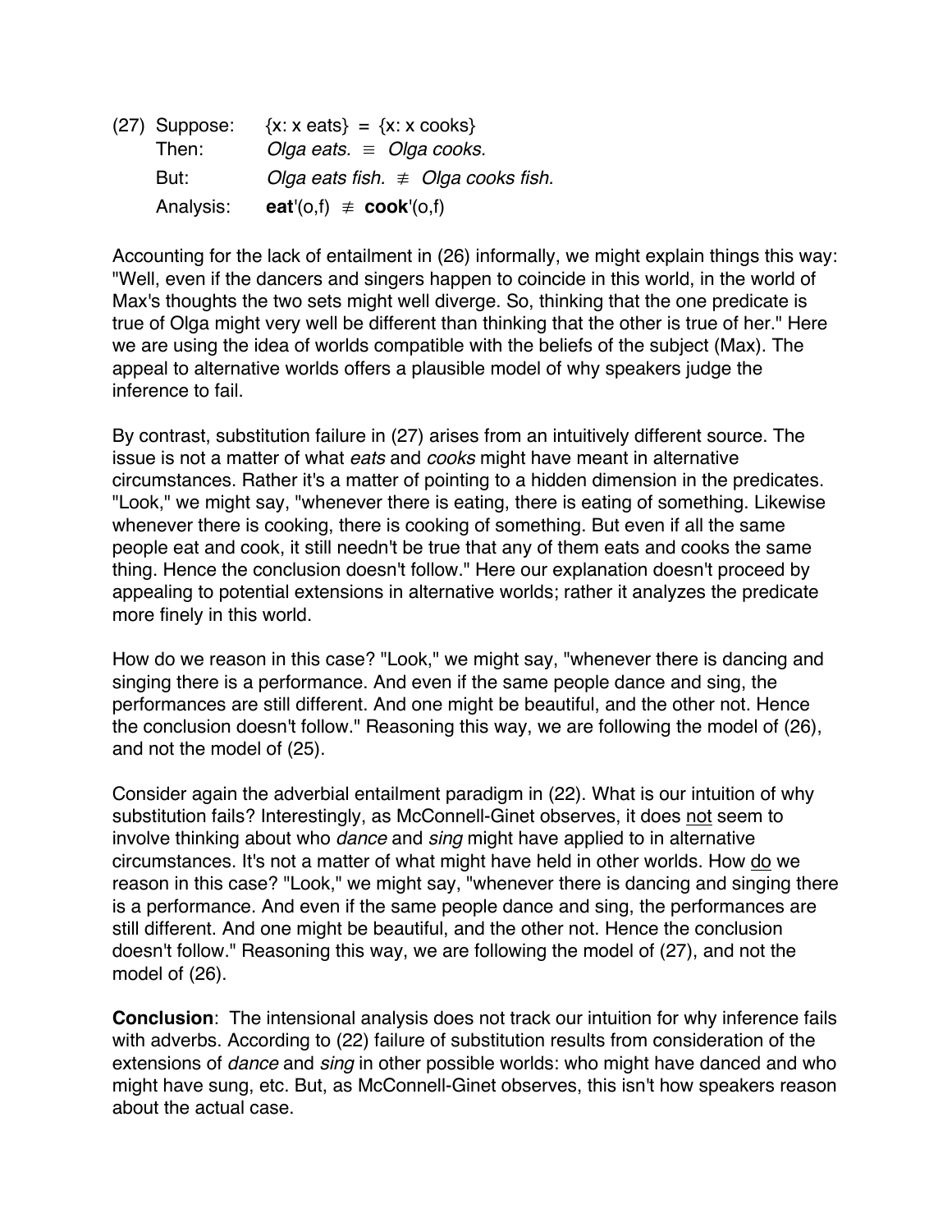(27) Suppose: {x: x eats} = {x: x cooks}
Then: *Olga eats.* ≡ *Olga cooks.*
But: *Olga eats fish.* ≢ *Olga cooks fish.*
Analysis: **eat**'(o,f) ≢ **cook**'(o,f)

Accounting for the lack of entailment in (26) informally, we might explain things this way: "Well, even if the dancers and singers happen to coincide in this world, in the world of Max's thoughts the two sets might well diverge. So, thinking that the one predicate is true of Olga might very well be different than thinking that the other is true of her." Here we are using the idea of worlds compatible with the beliefs of the subject (Max). The appeal to alternative worlds offers a plausible model of why speakers judge the inference to fail.

By contrast, substitution failure in (27) arises from an intuitively different source. The issue is not a matter of what *eats* and *cooks* might have meant in alternative circumstances. Rather it's a matter of pointing to a hidden dimension in the predicates. "Look," we might say, "whenever there is eating, there is eating of something. Likewise whenever there is cooking, there is cooking of something. But even if all the same people eat and cook, it still needn't be true that any of them eats and cooks the same thing. Hence the conclusion doesn't follow." Here our explanation doesn't proceed by appealing to potential extensions in alternative worlds; rather it analyzes the predicate more finely in this world.

How do we reason in this case? "Look," we might say, "whenever there is dancing and singing there is a performance. And even if the same people dance and sing, the performances are still different. And one might be beautiful, and the other not. Hence the conclusion doesn't follow." Reasoning this way, we are following the model of (26), and not the model of (25).

Consider again the adverbial entailment paradigm in (22). What is our intuition of why substitution fails? Interestingly, as McConnell-Ginet observes, it does not seem to involve thinking about who *dance* and *sing* might have applied to in alternative circumstances. It's not a matter of what might have held in other worlds. How do we reason in this case? "Look," we might say, "whenever there is dancing and singing there is a performance. And even if the same people dance and sing, the performances are still different. And one might be beautiful, and the other not. Hence the conclusion doesn't follow." Reasoning this way, we are following the model of (27), and not the model of (26).

**Conclusion**: The intensional analysis does not track our intuition for why inference fails with adverbs. According to (22) failure of substitution results from consideration of the extensions of *dance* and *sing* in other possible worlds: who might have danced and who might have sung, etc. But, as McConnell-Ginet observes, this isn't how speakers reason about the actual case.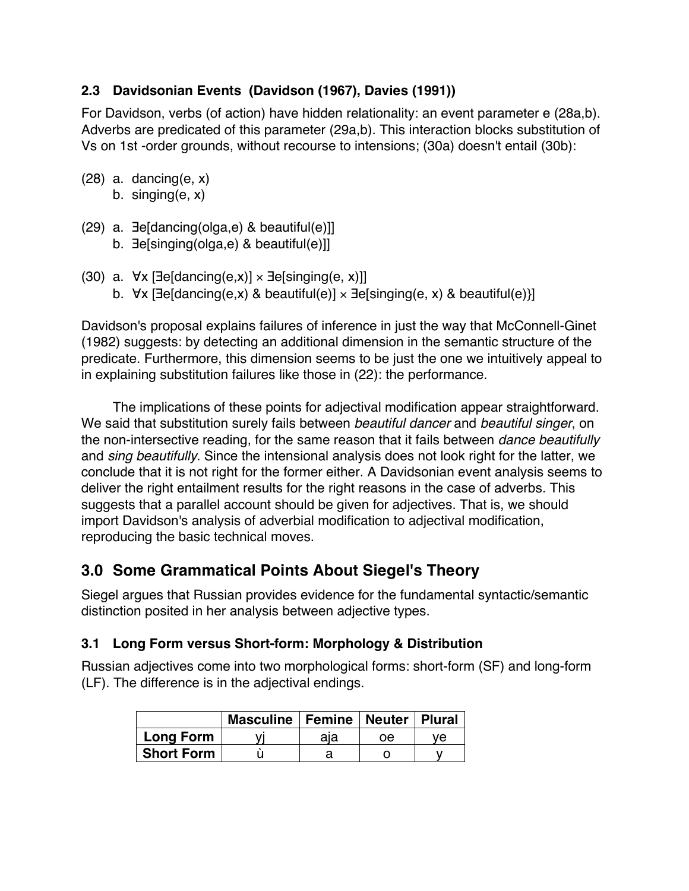### 2.3 Davidsonian Events (Davidson (1967), Davies (1991))

For Davidson, verbs (of action) have hidden relationality: an event parameter e (28a,b). Adverbs are predicated of this parameter (29a,b). This interaction blocks substitution of Vs on 1st -order grounds, without recourse to intensions; (30a) doesn't entail (30b):

(28) a. dancing(e, x)
     b. singing(e, x)

(29) a. $\exists e[\text{dancing}(\text{olga},e)\ \&\ \text{beautiful}(e)]]$
     b. $\exists e[\text{singing}(\text{olga},e)\ \&\ \text{beautiful}(e)]]$

(30) a. $\forall x\ [\exists e[\text{dancing}(e,x)] \times \exists e[\text{singing}(e, x)]]$
     b. $\forall x\ [\exists e[\text{dancing}(e,x)\ \&\ \text{beautiful}(e)] \times \exists e[\text{singing}(e, x)\ \&\ \text{beautiful}(e)\}]$

Davidson's proposal explains failures of inference in just the way that McConnell-Ginet (1982) suggests: by detecting an additional dimension in the semantic structure of the predicate. Furthermore, this dimension seems to be just the one we intuitively appeal to in explaining substitution failures like those in (22): the performance.

The implications of these points for adjectival modification appear straightforward. We said that substitution surely fails between *beautiful dancer* and *beautiful singer*, on the non-intersective reading, for the same reason that it fails between *dance beautifully* and *sing beautifully*. Since the intensional analysis does not look right for the latter, we conclude that it is not right for the former either. A Davidsonian event analysis seems to deliver the right entailment results for the right reasons in the case of adverbs. This suggests that a parallel account should be given for adjectives. That is, we should import Davidson's analysis of adverbial modification to adjectival modification, reproducing the basic technical moves.

## 3.0 Some Grammatical Points About Siegel's Theory

Siegel argues that Russian provides evidence for the fundamental syntactic/semantic distinction posited in her analysis between adjective types.

### 3.1 Long Form versus Short-form: Morphology & Distribution

Russian adjectives come into two morphological forms: short-form (SF) and long-form (LF). The difference is in the adjectival endings.

| | **Masculine** | **Femine** | **Neuter** | **Plural** |
|---|---|---|---|---|
| **Long Form** | yj | aja | oe | ye |
| **Short Form** | ù | a | o | y |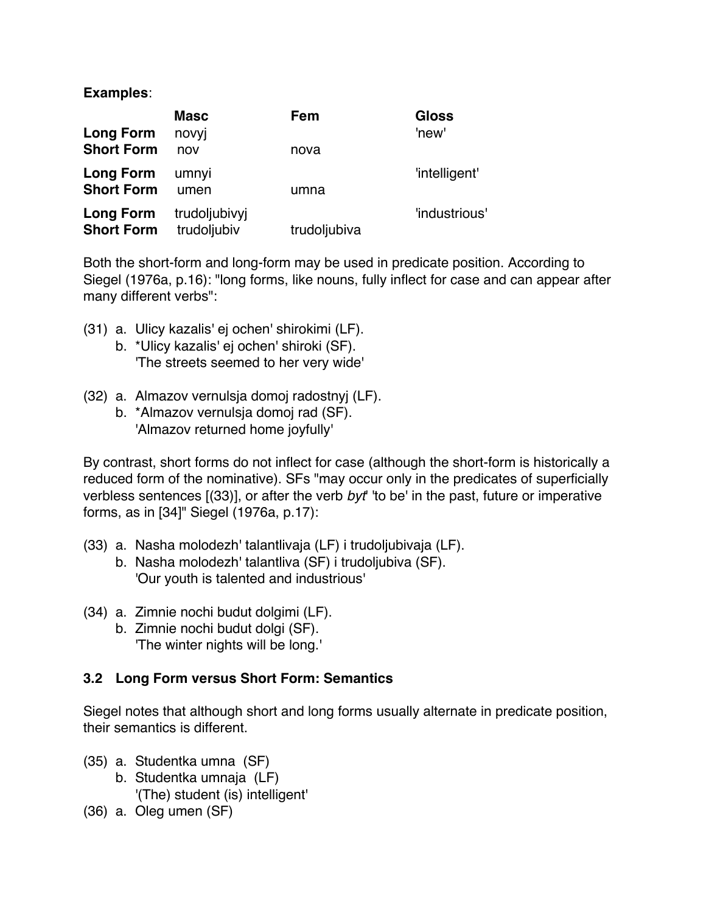**Examples**:

| | Masc | Fem | Gloss |
|---|---|---|---|
| **Long Form** | novyj | | 'new' |
| **Short Form** | nov | nova | |
| **Long Form** | umnyi | | 'intelligent' |
| **Short Form** | umen | umna | |
| **Long Form** | trudoljubivyj | | 'industrious' |
| **Short Form** | trudoljubiv | trudoljubiva | |

Both the short-form and long-form may be used in predicate position. According to Siegel (1976a, p.16): "long forms, like nouns, fully inflect for case and can appear after many different verbs":

(31) a. Ulicy kazalis' ej ochen' shirokimi (LF).
  b. *Ulicy kazalis' ej ochen' shiroki (SF).
  'The streets seemed to her very wide'

(32) a. Almazov vernulsja domoj radostnyj (LF).
  b. *Almazov vernulsja domoj rad (SF).
  'Almazov returned home joyfully'

By contrast, short forms do not inflect for case (although the short-form is historically a reduced form of the nominative). SFs "may occur only in the predicates of superficially verbless sentences [(33)], or after the verb *byt'* 'to be' in the past, future or imperative forms, as in [34]" Siegel (1976a, p.17):

(33) a. Nasha molodezh' talantlivaja (LF) i trudoljubivaja (LF).
  b. Nasha molodezh' talantliva (SF) i trudoljubiva (SF).
  'Our youth is talented and industrious'

(34) a. Zimnie nochi budut dolgimi (LF).
  b. Zimnie nochi budut dolgi (SF).
  'The winter nights will be long.'

### 3.2 Long Form versus Short Form: Semantics

Siegel notes that although short and long forms usually alternate in predicate position, their semantics is different.

(35) a. Studentka umna (SF)
  b. Studentka umnaja (LF)
  '(The) student (is) intelligent'

(36) a. Oleg umen (SF)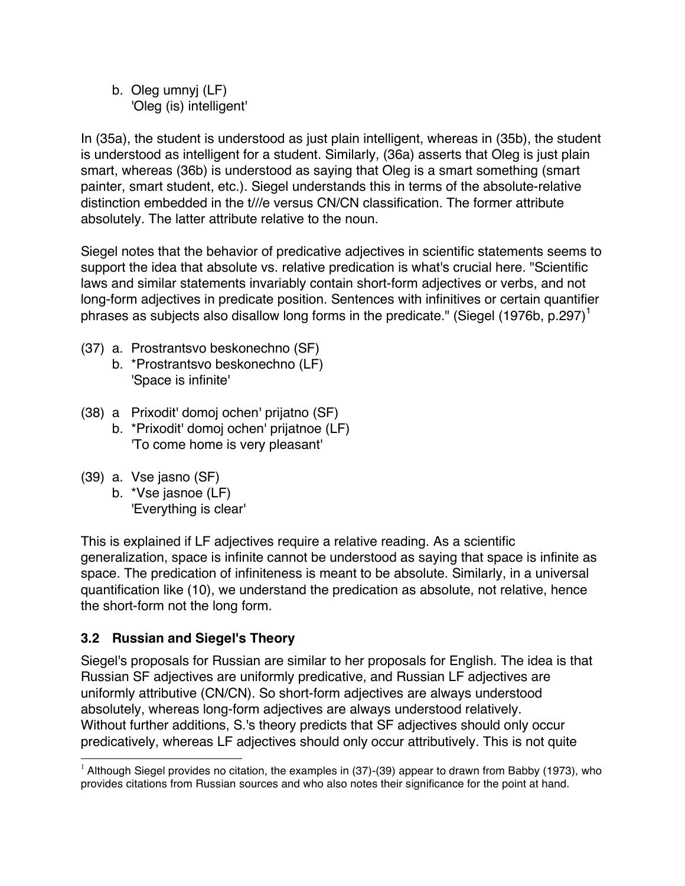b. Oleg umnyj (LF)
   'Oleg (is) intelligent'

In (35a), the student is understood as just plain intelligent, whereas in (35b), the student is understood as intelligent for a student. Similarly, (36a) asserts that Oleg is just plain smart, whereas (36b) is understood as saying that Oleg is a smart something (smart painter, smart student, etc.). Siegel understands this in terms of the absolute-relative distinction embedded in the t///e versus CN/CN classification. The former attribute absolutely. The latter attribute relative to the noun.

Siegel notes that the behavior of predicative adjectives in scientific statements seems to support the idea that absolute vs. relative predication is what's crucial here. "Scientific laws and similar statements invariably contain short-form adjectives or verbs, and not long-form adjectives in predicate position. Sentences with infinitives or certain quantifier phrases as subjects also disallow long forms in the predicate." (Siegel (1976b, p.297)[1]

(37) a. Prostrantsvo beskonechno (SF)
     b. *Prostrantsvo beskonechno (LF)
        'Space is infinite'

(38) a  Prixodit' domoj ochen' prijatno (SF)
     b. *Prixodit' domoj ochen' prijatnoe (LF)
        'To come home is very pleasant'

(39) a. Vse jasno (SF)
     b. *Vse jasnoe (LF)
        'Everything is clear'

This is explained if LF adjectives require a relative reading. As a scientific generalization, space is infinite cannot be understood as saying that space is infinite as space. The predication of infiniteness is meant to be absolute. Similarly, in a universal quantification like (10), we understand the predication as absolute, not relative, hence the short-form not the long form.

### 3.2 Russian and Siegel's Theory

Siegel's proposals for Russian are similar to her proposals for English. The idea is that Russian SF adjectives are uniformly predicative, and Russian LF adjectives are uniformly attributive (CN/CN). So short-form adjectives are always understood absolutely, whereas long-form adjectives are always understood relatively.
Without further additions, S.'s theory predicts that SF adjectives should only occur predicatively, whereas LF adjectives should only occur attributively. This is not quite

[1] Although Siegel provides no citation, the examples in (37)-(39) appear to drawn from Babby (1973), who provides citations from Russian sources and who also notes their significance for the point at hand.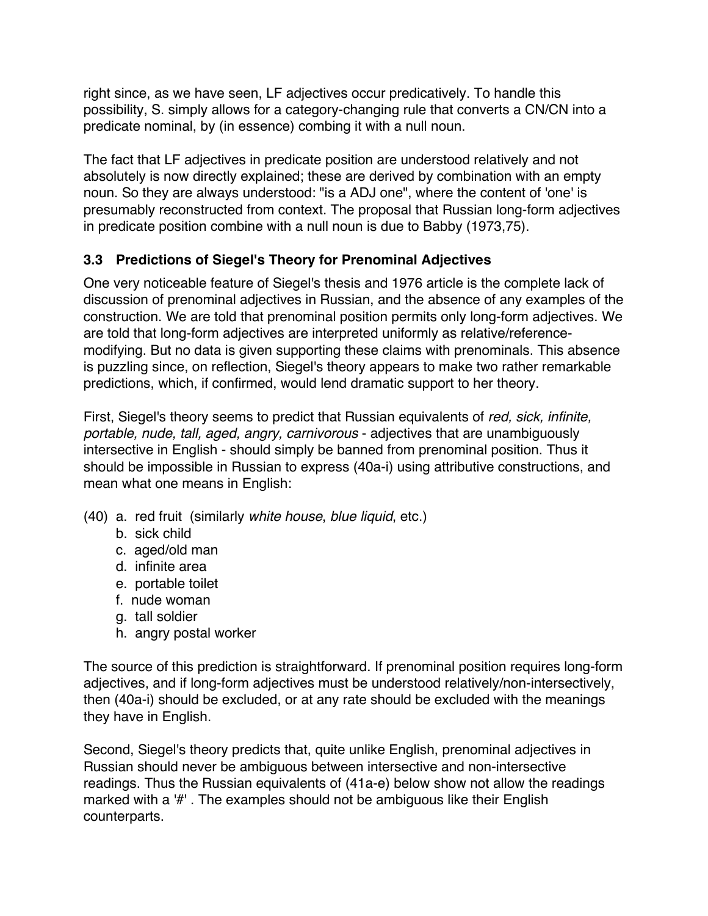right since, as we have seen, LF adjectives occur predicatively. To handle this possibility, S. simply allows for a category-changing rule that converts a CN/CN into a predicate nominal, by (in essence) combing it with a null noun.

The fact that LF adjectives in predicate position are understood relatively and not absolutely is now directly explained; these are derived by combination with an empty noun. So they are always understood: "is a ADJ one", where the content of 'one' is presumably reconstructed from context. The proposal that Russian long-form adjectives in predicate position combine with a null noun is due to Babby (1973,75).

### 3.3 Predictions of Siegel's Theory for Prenominal Adjectives

One very noticeable feature of Siegel's thesis and 1976 article is the complete lack of discussion of prenominal adjectives in Russian, and the absence of any examples of the construction. We are told that prenominal position permits only long-form adjectives. We are told that long-form adjectives are interpreted uniformly as relative/reference-modifying. But no data is given supporting these claims with prenominals. This absence is puzzling since, on reflection, Siegel's theory appears to make two rather remarkable predictions, which, if confirmed, would lend dramatic support to her theory.

First, Siegel's theory seems to predict that Russian equivalents of *red, sick, infinite, portable, nude, tall, aged, angry, carnivorous* - adjectives that are unambiguously intersective in English - should simply be banned from prenominal position. Thus it should be impossible in Russian to express (40a-i) using attributive constructions, and mean what one means in English:

(40) a. red fruit (similarly *white house*, *blue liquid*, etc.)
  b. sick child
  c. aged/old man
  d. infinite area
  e. portable toilet
  f. nude woman
  g. tall soldier
  h. angry postal worker

The source of this prediction is straightforward. If prenominal position requires long-form adjectives, and if long-form adjectives must be understood relatively/non-intersectively, then (40a-i) should be excluded, or at any rate should be excluded with the meanings they have in English.

Second, Siegel's theory predicts that, quite unlike English, prenominal adjectives in Russian should never be ambiguous between intersective and non-intersective readings. Thus the Russian equivalents of (41a-e) below show not allow the readings marked with a '#' . The examples should not be ambiguous like their English counterparts.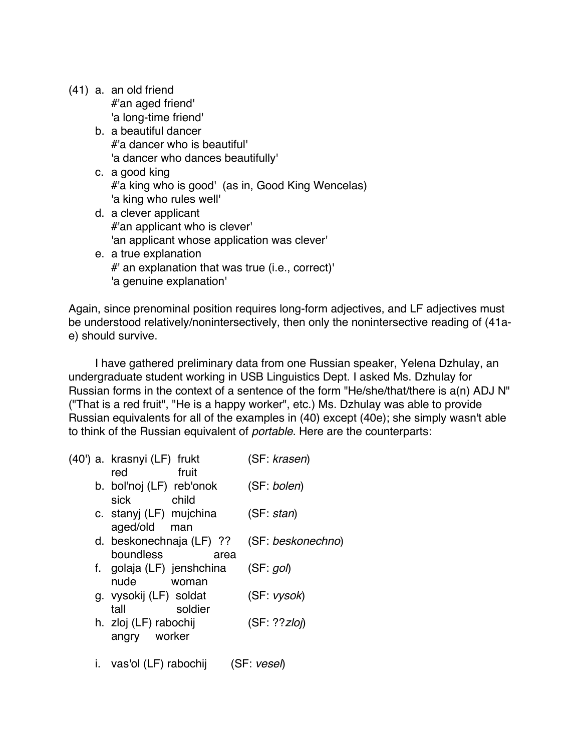(41) a. an old friend
    #'an aged friend'
    'a long-time friend'
  b. a beautiful dancer
    #'a dancer who is beautiful'
    'a dancer who dances beautifully'
  c. a good king
    #'a king who is good' (as in, Good King Wencelas)
    'a king who rules well'
  d. a clever applicant
    #'an applicant who is clever'
    'an applicant whose application was clever'
  e. a true explanation
    #' an explanation that was true (i.e., correct)'
    'a genuine explanation'

Again, since prenominal position requires long-form adjectives, and LF adjectives must be understood relatively/nonintersectively, then only the nonintersective reading of (41a-e) should survive.

I have gathered preliminary data from one Russian speaker, Yelena Dzhulay, an undergraduate student working in USB Linguistics Dept. I asked Ms. Dzhulay for Russian forms in the context of a sentence of the form "He/she/that/there is a(n) ADJ N" ("That is a red fruit", "He is a happy worker", etc.) Ms. Dzhulay was able to provide Russian equivalents for all of the examples in (40) except (40e); she simply wasn't able to think of the Russian equivalent of *portable*. Here are the counterparts:

(40') a. krasnyi (LF) frukt (SF: *krasen*)
    red fruit
  b. bol'noj (LF) reb'onok (SF: *bolen*)
    sick child
  c. stanyj (LF) mujchina (SF: *stan*)
    aged/old man
  d. beskonechnaja (LF) ?? (SF: *beskonechno*)
    boundless area
  f. golaja (LF) jenshchina (SF: *gol*)
    nude woman
  g. vysokij (LF) soldat (SF: *vysok*)
    tall soldier
  h. zloj (LF) rabochij (SF: ??*zloj*)
    angry worker

  i. vas'ol (LF) rabochij (SF: *vesel*)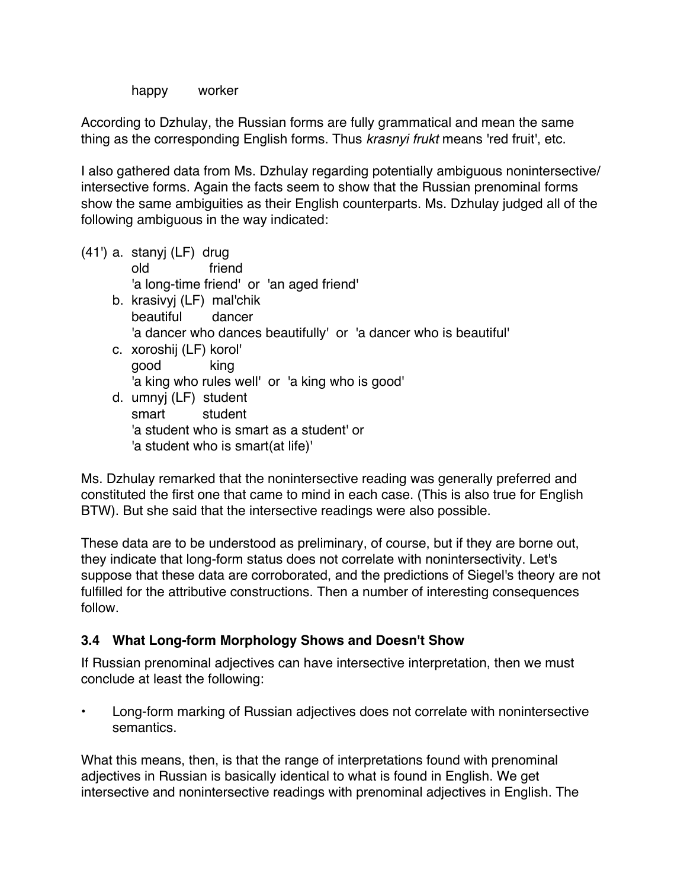happy        worker

According to Dzhulay, the Russian forms are fully grammatical and mean the same thing as the corresponding English forms. Thus *krasnyi frukt* means 'red fruit', etc.

I also gathered data from Ms. Dzhulay regarding potentially ambiguous nonintersective/ intersective forms. Again the facts seem to show that the Russian prenominal forms show the same ambiguities as their English counterparts. Ms. Dzhulay judged all of the following ambiguous in the way indicated:

(41') a. stanyj (LF)  drug
      old              friend
      'a long-time friend'  or  'an aged friend'
   b. krasivyj (LF)  mal'chik
      beautiful        dancer
      'a dancer who dances beautifully'  or  'a dancer who is beautiful'
   c. xoroshij (LF) korol'
      good             king
      'a king who rules well'  or  'a king who is good'
   d. umnyj (LF)  student
      smart          student
      'a student who is smart as a student' or
      'a student who is smart(at life)'

Ms. Dzhulay remarked that the nonintersective reading was generally preferred and constituted the first one that came to mind in each case. (This is also true for English BTW). But she said that the intersective readings were also possible.

These data are to be understood as preliminary, of course, but if they are borne out, they indicate that long-form status does not correlate with nonintersectivity. Let's suppose that these data are corroborated, and the predictions of Siegel's theory are not fulfilled for the attributive constructions. Then a number of interesting consequences follow.

### 3.4 What Long-form Morphology Shows and Doesn't Show

If Russian prenominal adjectives can have intersective interpretation, then we must conclude at least the following:

- Long-form marking of Russian adjectives does not correlate with nonintersective semantics.

What this means, then, is that the range of interpretations found with prenominal adjectives in Russian is basically identical to what is found in English. We get intersective and nonintersective readings with prenominal adjectives in English. The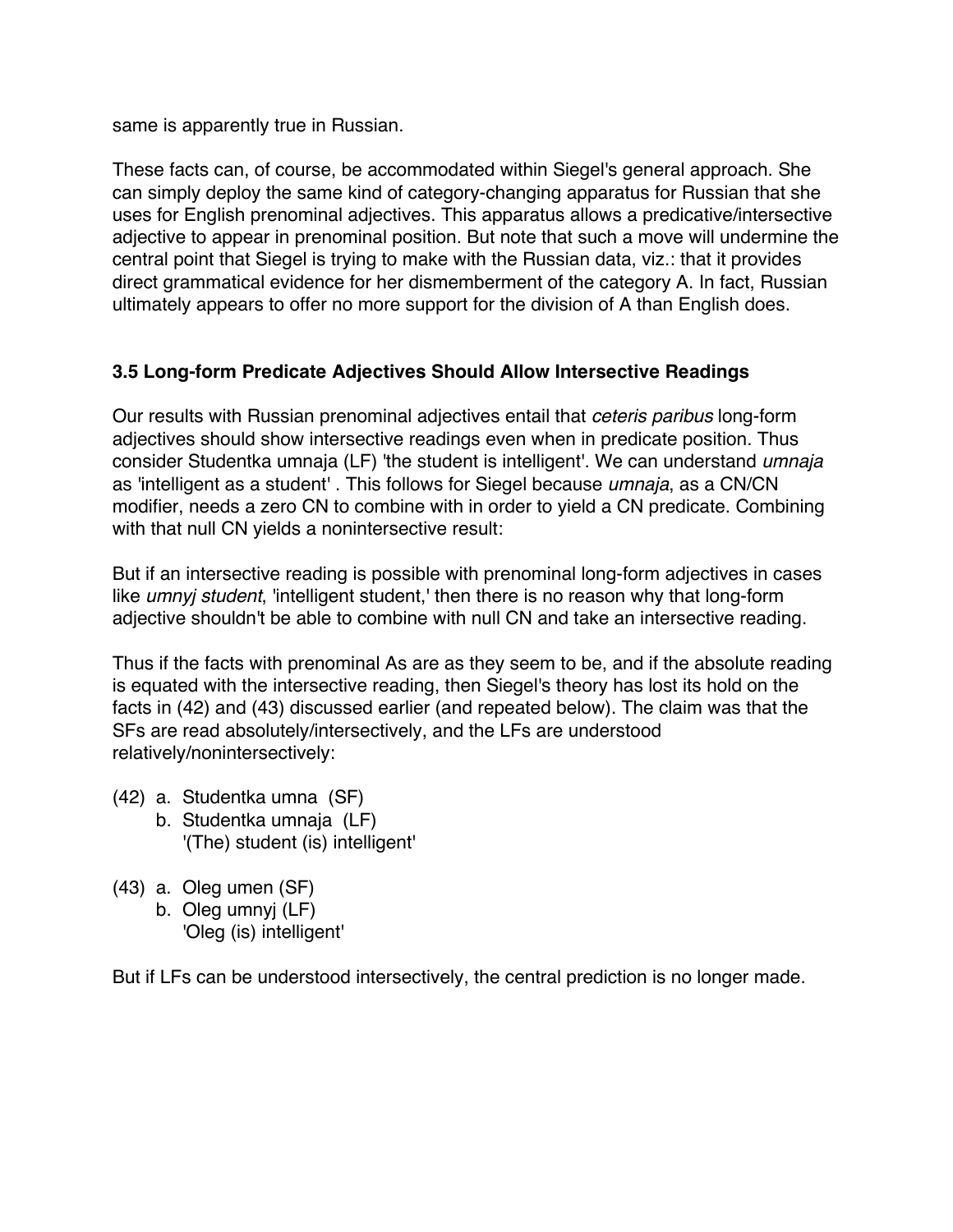same is apparently true in Russian.

These facts can, of course, be accommodated within Siegel's general approach. She can simply deploy the same kind of category-changing apparatus for Russian that she uses for English prenominal adjectives. This apparatus allows a predicative/intersective adjective to appear in prenominal position. But note that such a move will undermine the central point that Siegel is trying to make with the Russian data, viz.: that it provides direct grammatical evidence for her dismemberment of the category A. In fact, Russian ultimately appears to offer no more support for the division of A than English does.

### 3.5 Long-form Predicate Adjectives Should Allow Intersective Readings

Our results with Russian prenominal adjectives entail that *ceteris paribus* long-form adjectives should show intersective readings even when in predicate position. Thus consider Studentka umnaja (LF) 'the student is intelligent'. We can understand *umnaja* as 'intelligent as a student' . This follows for Siegel because *umnaja*, as a CN/CN modifier, needs a zero CN to combine with in order to yield a CN predicate. Combining with that null CN yields a nonintersective result:

But if an intersective reading is possible with prenominal long-form adjectives in cases like *umnyj student*, 'intelligent student,' then there is no reason why that long-form adjective shouldn't be able to combine with null CN and take an intersective reading.

Thus if the facts with prenominal As are as they seem to be, and if the absolute reading is equated with the intersective reading, then Siegel's theory has lost its hold on the facts in (42) and (43) discussed earlier (and repeated below). The claim was that the SFs are read absolutely/intersectively, and the LFs are understood relatively/nonintersectively:

(42) a. Studentka umna (SF)
     b. Studentka umnaja (LF)
        '(The) student (is) intelligent'

(43) a. Oleg umen (SF)
     b. Oleg umnyj (LF)
        'Oleg (is) intelligent'

But if LFs can be understood intersectively, the central prediction is no longer made.